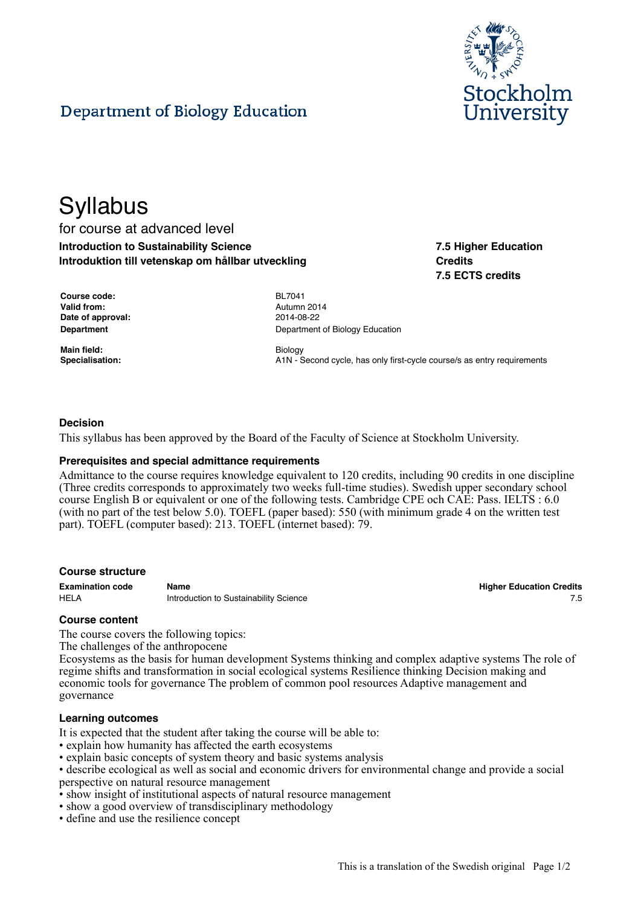Department of Biology Education

Stockholm University

# Syllabus

for course at advanced level

**Introduction to Sustainability Science**
**Introduktion till vetenskap om hållbar utveckling**

**7.5 Higher Education Credits**
**7.5 ECTS credits**

| | |
|---|---|
| **Course code:** | BL7041 |
| **Valid from:** | Autumn 2014 |
| **Date of approval:** | 2014-08-22 |
| **Department** | Department of Biology Education |
| **Main field:** | Biology |
| **Specialisation:** | A1N - Second cycle, has only first-cycle course/s as entry requirements |

### Decision

This syllabus has been approved by the Board of the Faculty of Science at Stockholm University.

### Prerequisites and special admittance requirements

Admittance to the course requires knowledge equivalent to 120 credits, including 90 credits in one discipline (Three credits corresponds to approximately two weeks full-time studies). Swedish upper secondary school course English B or equivalent or one of the following tests. Cambridge CPE och CAE: Pass. IELTS : 6.0 (with no part of the test below 5.0). TOEFL (paper based): 550 (with minimum grade 4 on the written test part). TOEFL (computer based): 213. TOEFL (internet based): 79.

### Course structure

| Examination code | Name | Higher Education Credits |
|---|---|---|
| HELA | Introduction to Sustainability Science | 7.5 |

### Course content

The course covers the following topics:
The challenges of the anthropocene
Ecosystems as the basis for human development Systems thinking and complex adaptive systems The role of regime shifts and transformation in social ecological systems Resilience thinking Decision making and economic tools for governance The problem of common pool resources Adaptive management and governance

### Learning outcomes

It is expected that the student after taking the course will be able to:

- explain how humanity has affected the earth ecosystems
- explain basic concepts of system theory and basic systems analysis
- describe ecological as well as social and economic drivers for environmental change and provide a social perspective on natural resource management
- show insight of institutional aspects of natural resource management
- show a good overview of transdisciplinary methodology
- define and use the resilience concept

This is a translation of the Swedish original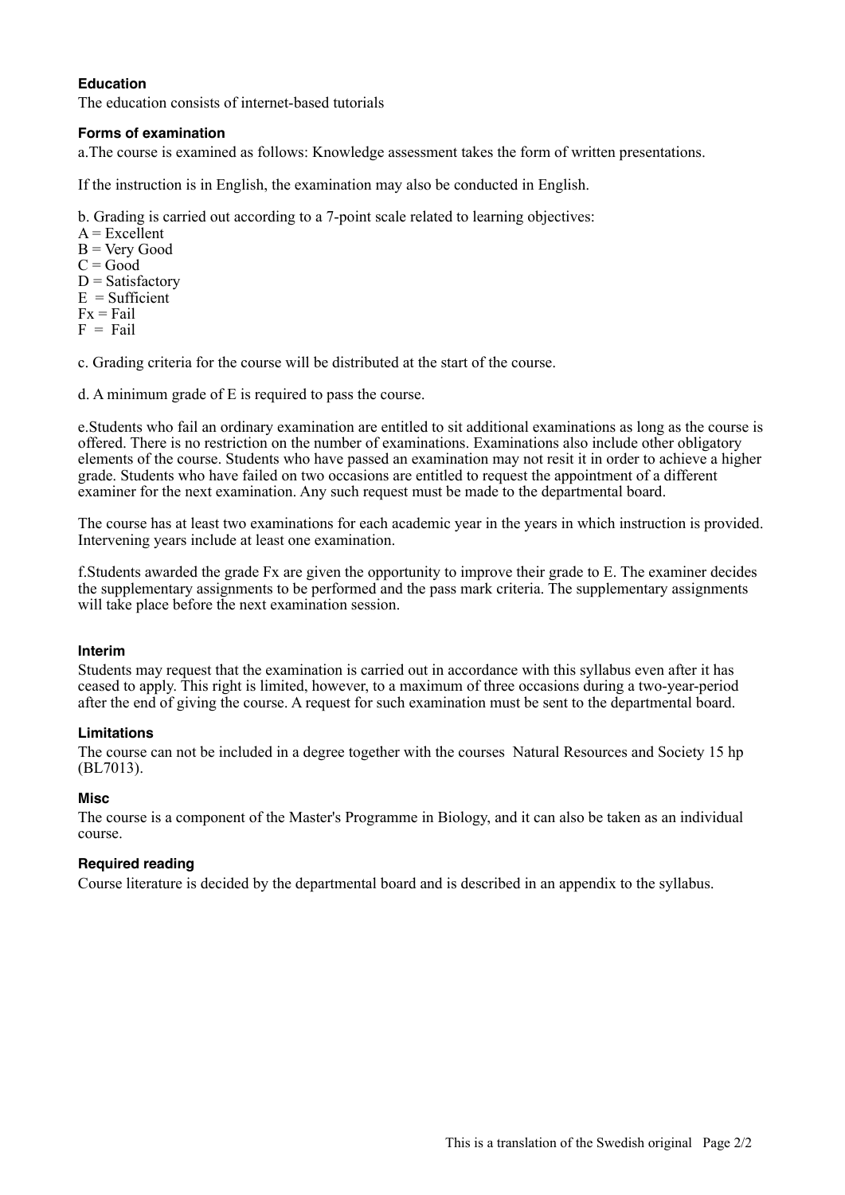### Education

The education consists of internet-based tutorials

### Forms of examination

a.The course is examined as follows: Knowledge assessment takes the form of written presentations.

If the instruction is in English, the examination may also be conducted in English.

b. Grading is carried out according to a 7-point scale related to learning objectives:
A = Excellent
B = Very Good
C = Good
D = Satisfactory
E = Sufficient
Fx = Fail
F = Fail

c. Grading criteria for the course will be distributed at the start of the course.

d. A minimum grade of E is required to pass the course.

e.Students who fail an ordinary examination are entitled to sit additional examinations as long as the course is offered. There is no restriction on the number of examinations. Examinations also include other obligatory elements of the course. Students who have passed an examination may not resit it in order to achieve a higher grade. Students who have failed on two occasions are entitled to request the appointment of a different examiner for the next examination. Any such request must be made to the departmental board.

The course has at least two examinations for each academic year in the years in which instruction is provided. Intervening years include at least one examination.

f.Students awarded the grade Fx are given the opportunity to improve their grade to E. The examiner decides the supplementary assignments to be performed and the pass mark criteria. The supplementary assignments will take place before the next examination session.

### Interim

Students may request that the examination is carried out in accordance with this syllabus even after it has ceased to apply. This right is limited, however, to a maximum of three occasions during a two-year-period after the end of giving the course. A request for such examination must be sent to the departmental board.

### Limitations

The course can not be included in a degree together with the courses Natural Resources and Society 15 hp (BL7013).

### Misc

The course is a component of the Master's Programme in Biology, and it can also be taken as an individual course.

### Required reading

Course literature is decided by the departmental board and is described in an appendix to the syllabus.

This is a translation of the Swedish original